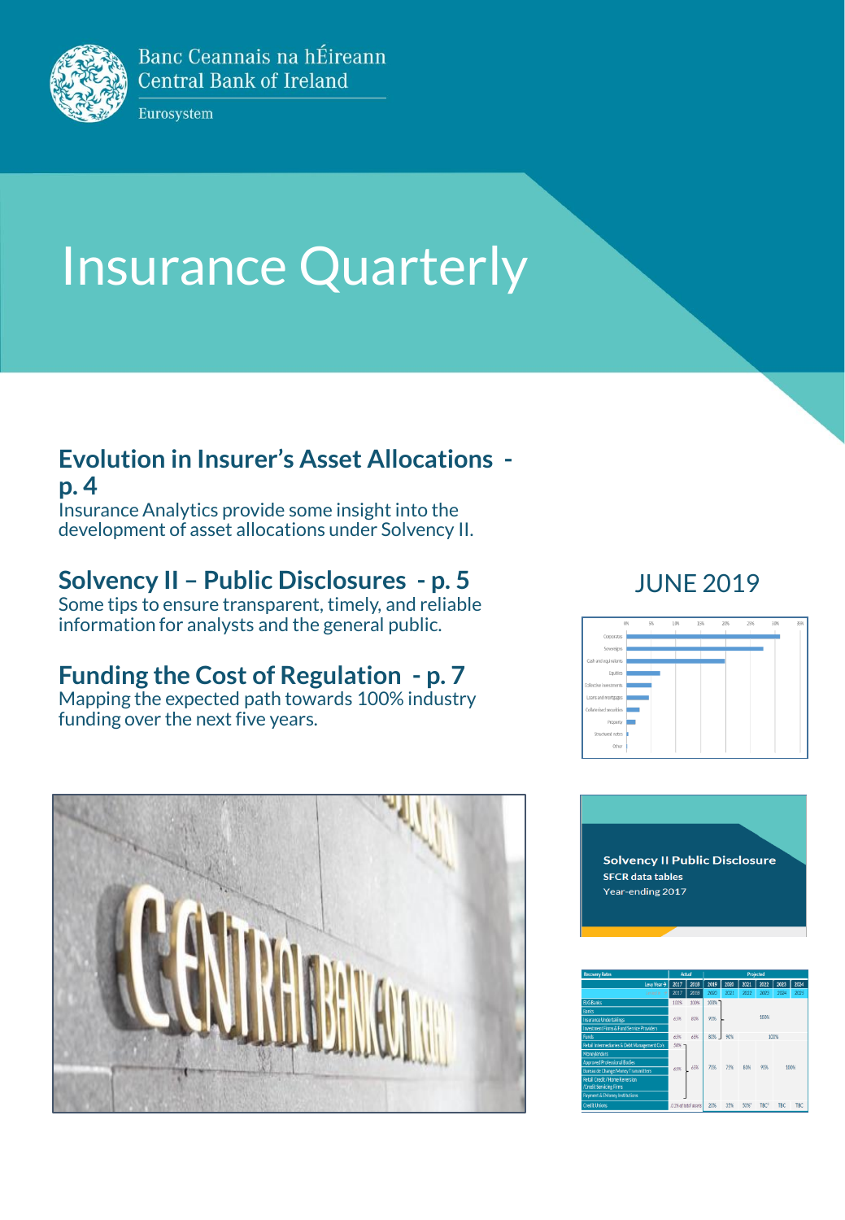Banc Ceannais na hÉireann
Central Bank of Ireland

Eurosystem

# Insurance Quarterly

## Evolution in Insurer's Asset Allocations - p. 4

Insurance Analytics provide some insight into the development of asset allocations under Solvency II.

## Solvency II – Public Disclosures - p. 5

Some tips to ensure transparent, timely, and reliable information for analysts and the general public.

## Funding the Cost of Regulation - p. 7

Mapping the expected path towards 100% industry funding over the next five years.

JUNE 2019

Solvency II Public Disclosure

SFCR data tables

Year-ending 2017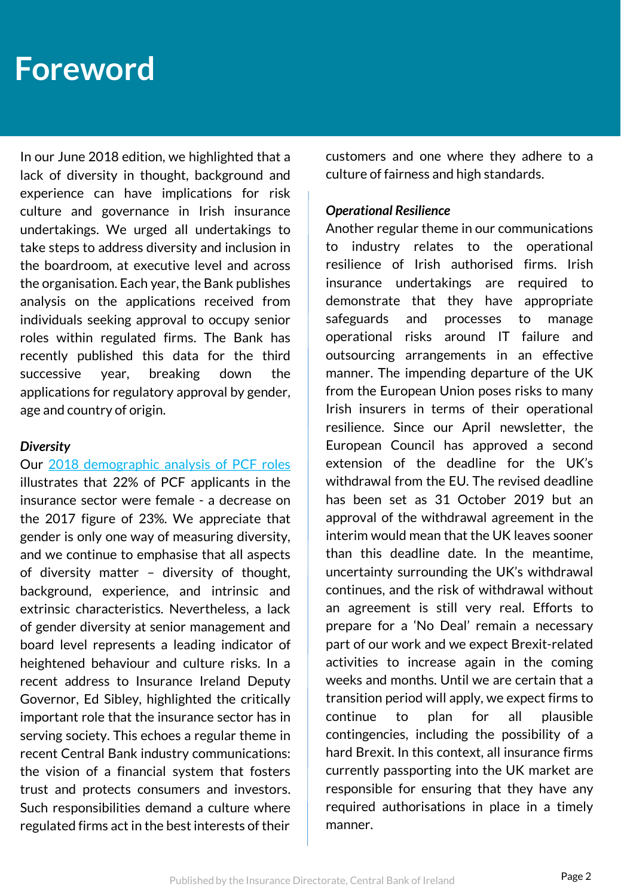# Foreword

In our June 2018 edition, we highlighted that a lack of diversity in thought, background and experience can have implications for risk culture and governance in Irish insurance undertakings. We urged all undertakings to take steps to address diversity and inclusion in the boardroom, at executive level and across the organisation. Each year, the Bank publishes analysis on the applications received from individuals seeking approval to occupy senior roles within regulated firms. The Bank has recently published this data for the third successive year, breaking down the applications for regulatory approval by gender, age and country of origin.

***Diversity***

Our [2018 demographic analysis of PCF roles](#) illustrates that 22% of PCF applicants in the insurance sector were female - a decrease on the 2017 figure of 23%. We appreciate that gender is only one way of measuring diversity, and we continue to emphasise that all aspects of diversity matter – diversity of thought, background, experience, and intrinsic and extrinsic characteristics. Nevertheless, a lack of gender diversity at senior management and board level represents a leading indicator of heightened behaviour and culture risks. In a recent address to Insurance Ireland Deputy Governor, Ed Sibley, highlighted the critically important role that the insurance sector has in serving society. This echoes a regular theme in recent Central Bank industry communications: the vision of a financial system that fosters trust and protects consumers and investors. Such responsibilities demand a culture where regulated firms act in the best interests of their customers and one where they adhere to a culture of fairness and high standards.

***Operational Resilience***

Another regular theme in our communications to industry relates to the operational resilience of Irish authorised firms. Irish insurance undertakings are required to demonstrate that they have appropriate safeguards and processes to manage operational risks around IT failure and outsourcing arrangements in an effective manner. The impending departure of the UK from the European Union poses risks to many Irish insurers in terms of their operational resilience. Since our April newsletter, the European Council has approved a second extension of the deadline for the UK's withdrawal from the EU. The revised deadline has been set as 31 October 2019 but an approval of the withdrawal agreement in the interim would mean that the UK leaves sooner than this deadline date. In the meantime, uncertainty surrounding the UK's withdrawal continues, and the risk of withdrawal without an agreement is still very real. Efforts to prepare for a 'No Deal' remain a necessary part of our work and we expect Brexit-related activities to increase again in the coming weeks and months. Until we are certain that a transition period will apply, we expect firms to continue to plan for all plausible contingencies, including the possibility of a hard Brexit. In this context, all insurance firms currently passporting into the UK market are responsible for ensuring that they have any required authorisations in place in a timely manner.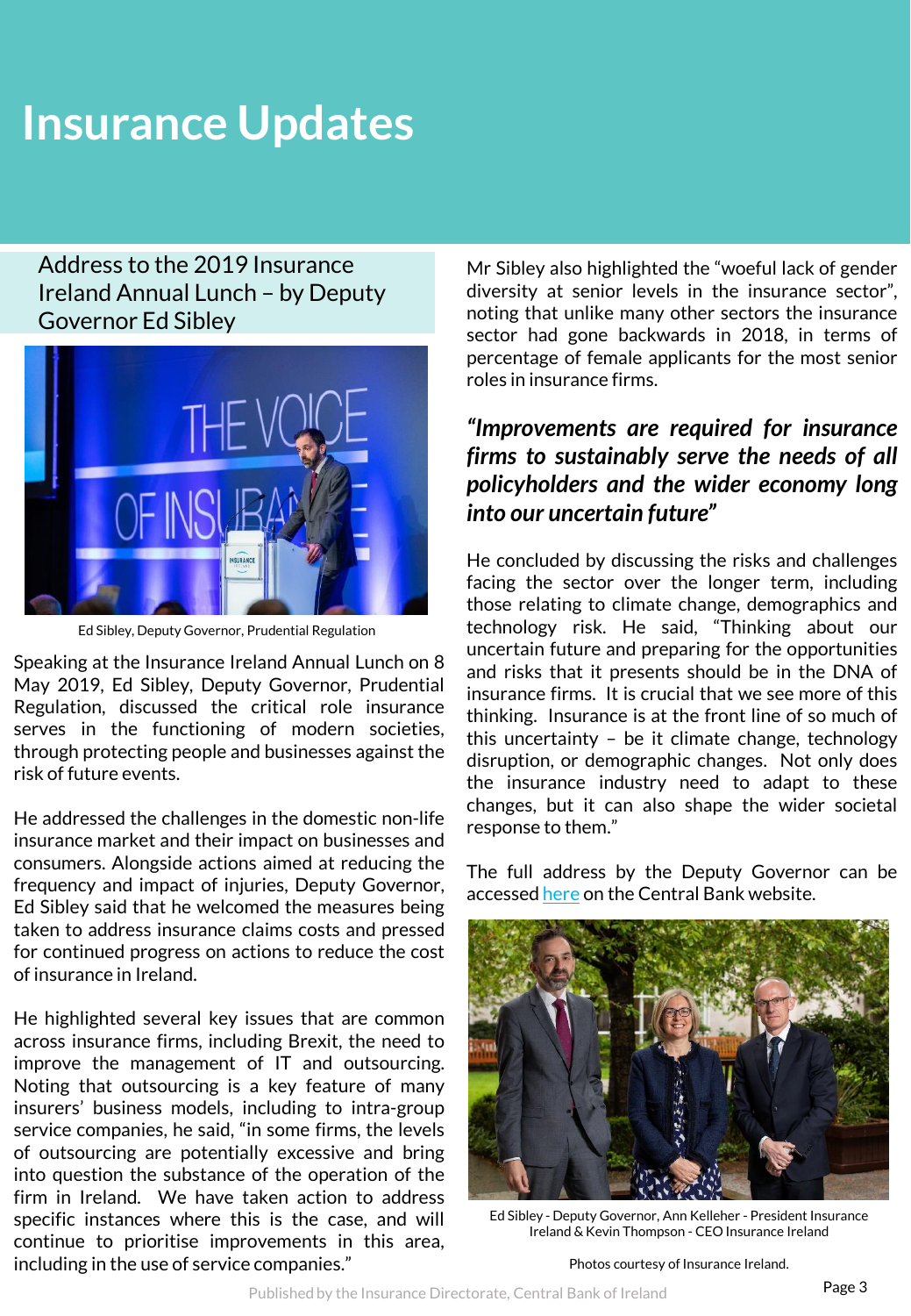# Insurance Updates

## Address to the 2019 Insurance Ireland Annual Lunch – by Deputy Governor Ed Sibley

Ed Sibley, Deputy Governor, Prudential Regulation

Speaking at the Insurance Ireland Annual Lunch on 8 May 2019, Ed Sibley, Deputy Governor, Prudential Regulation, discussed the critical role insurance serves in the functioning of modern societies, through protecting people and businesses against the risk of future events.

He addressed the challenges in the domestic non-life insurance market and their impact on businesses and consumers. Alongside actions aimed at reducing the frequency and impact of injuries, Deputy Governor, Ed Sibley said that he welcomed the measures being taken to address insurance claims costs and pressed for continued progress on actions to reduce the cost of insurance in Ireland.

He highlighted several key issues that are common across insurance firms, including Brexit, the need to improve the management of IT and outsourcing. Noting that outsourcing is a key feature of many insurers' business models, including intra-group service companies, he said, "in some firms, the levels of outsourcing are potentially excessive and bring into question the substance of the operation of the firm in Ireland. We have taken action to address specific instances where this is the case, and will continue to prioritise improvements in this area, including in the use of service companies."

Mr Sibley also highlighted the "woeful lack of gender diversity at senior levels in the insurance sector", noting that unlike many other sectors the insurance sector had gone backwards in 2018, in terms of percentage of female applicants for the most senior roles in insurance firms.

***"Improvements are required for insurance firms to sustainably serve the needs of all policyholders and the wider economy long into our uncertain future"***

He concluded by discussing the risks and challenges facing the sector over the longer term, including those relating to climate change, demographics and technology risk. He said, "Thinking about our uncertain future and preparing for the opportunities and risks that it presents should be in the DNA of insurance firms. It is crucial that we see more of this thinking. Insurance is at the front line of so much of this uncertainty – be it climate change, technology disruption, or demographic changes. Not only does the insurance industry need to adapt to these changes, but it can also shape the wider societal response to them."

The full address by the Deputy Governor can be accessed here on the Central Bank website.

Ed Sibley - Deputy Governor, Ann Kelleher - President Insurance Ireland & Kevin Thompson - CEO Insurance Ireland

Photos courtesy of Insurance Ireland.

Published by the Insurance Directorate, Central Bank of Ireland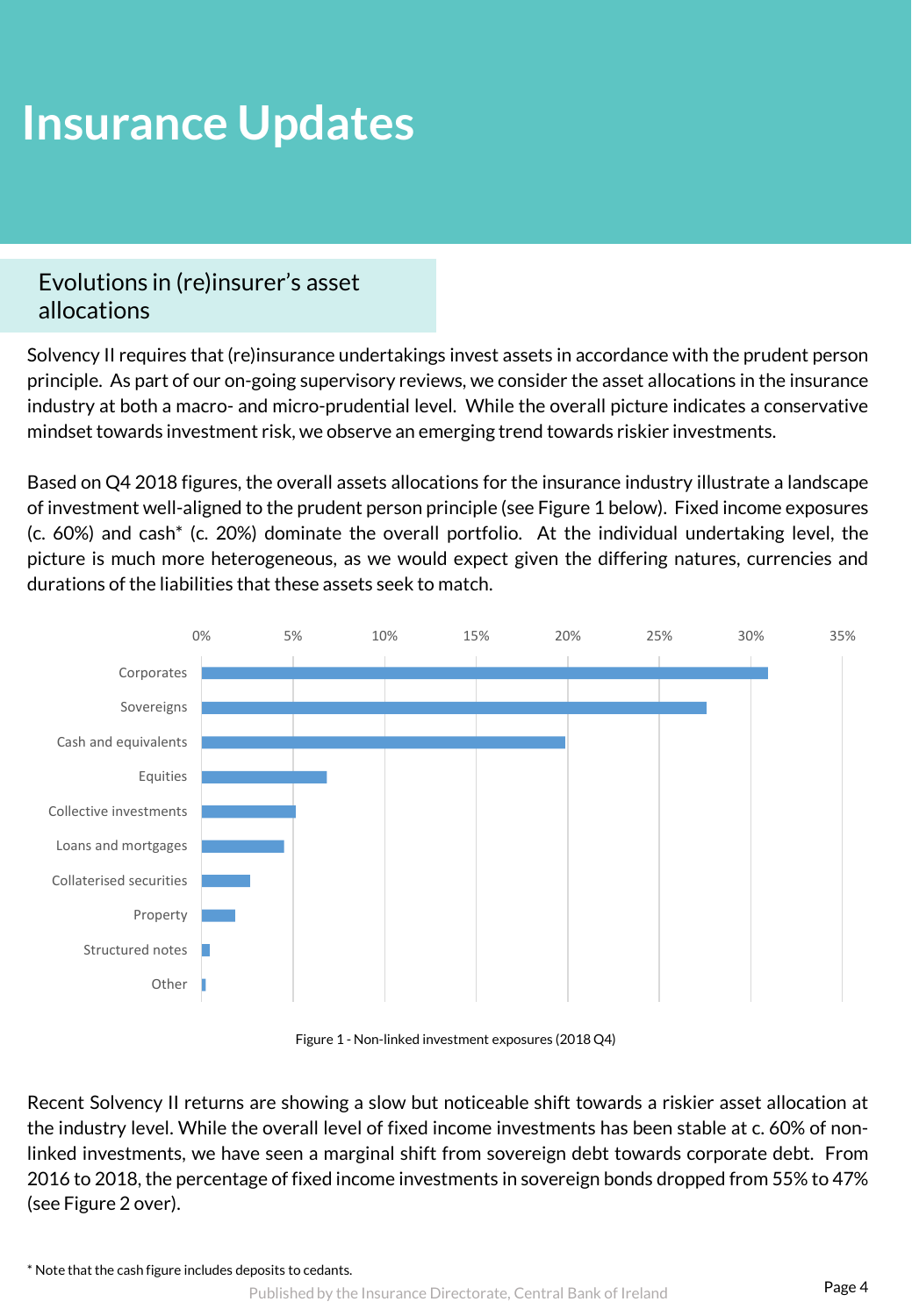# Insurance Updates

## Evolutions in (re)insurer's asset allocations

Solvency II requires that (re)insurance undertakings invest assets in accordance with the prudent person principle. As part of our on-going supervisory reviews, we consider the asset allocations in the insurance industry at both a macro- and micro-prudential level. While the overall picture indicates a conservative mindset towards investment risk, we observe an emerging trend towards riskier investments.

Based on Q4 2018 figures, the overall assets allocations for the insurance industry illustrate a landscape of investment well-aligned to the prudent person principle (see Figure 1 below). Fixed income exposures (c. 60%) and cash* (c. 20%) dominate the overall portfolio. At the individual undertaking level, the picture is much more heterogeneous, as we would expect given the differing natures, currencies and durations of the liabilities that these assets seek to match.

Figure 1 - Non-linked investment exposures (2018 Q4)

Recent Solvency II returns are showing a slow but noticeable shift towards a riskier asset allocation at the industry level. While the overall level of fixed income investments has been stable at c. 60% of non-linked investments, we have seen a marginal shift from sovereign debt towards corporate debt. From 2016 to 2018, the percentage of fixed income investments in sovereign bonds dropped from 55% to 47% (see Figure 2 over).

* Note that the cash figure includes deposits to cedants.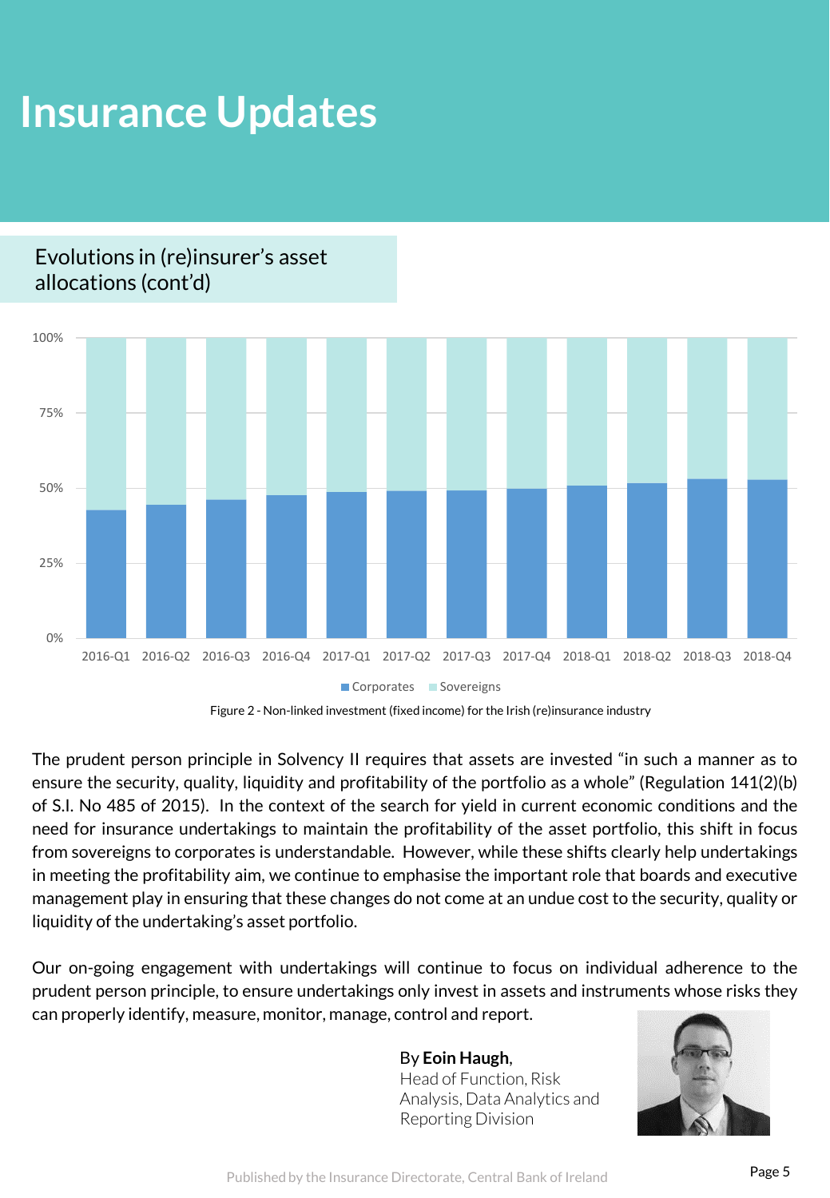# Insurance Updates

## Evolutions in (re)insurer's asset allocations (cont'd)

Figure 2 - Non-linked investment (fixed income) for the Irish (re)insurance industry

The prudent person principle in Solvency II requires that assets are invested "in such a manner as to ensure the security, quality, liquidity and profitability of the portfolio as a whole" (Regulation 141(2)(b) of S.I. No 485 of 2015). In the context of the search for yield in current economic conditions and the need for insurance undertakings to maintain the profitability of the asset portfolio, this shift in focus from sovereigns to corporates is understandable. However, while these shifts clearly help undertakings in meeting the profitability aim, we continue to emphasise the important role that boards and executive management play in ensuring that these changes do not come at an undue cost to the security, quality or liquidity of the undertaking's asset portfolio.

Our on-going engagement with undertakings will continue to focus on individual adherence to the prudent person principle, to ensure undertakings only invest in assets and instruments whose risks they can properly identify, measure, monitor, manage, control and report.

By **Eoin Haugh**,
Head of Function, Risk Analysis, Data Analytics and Reporting Division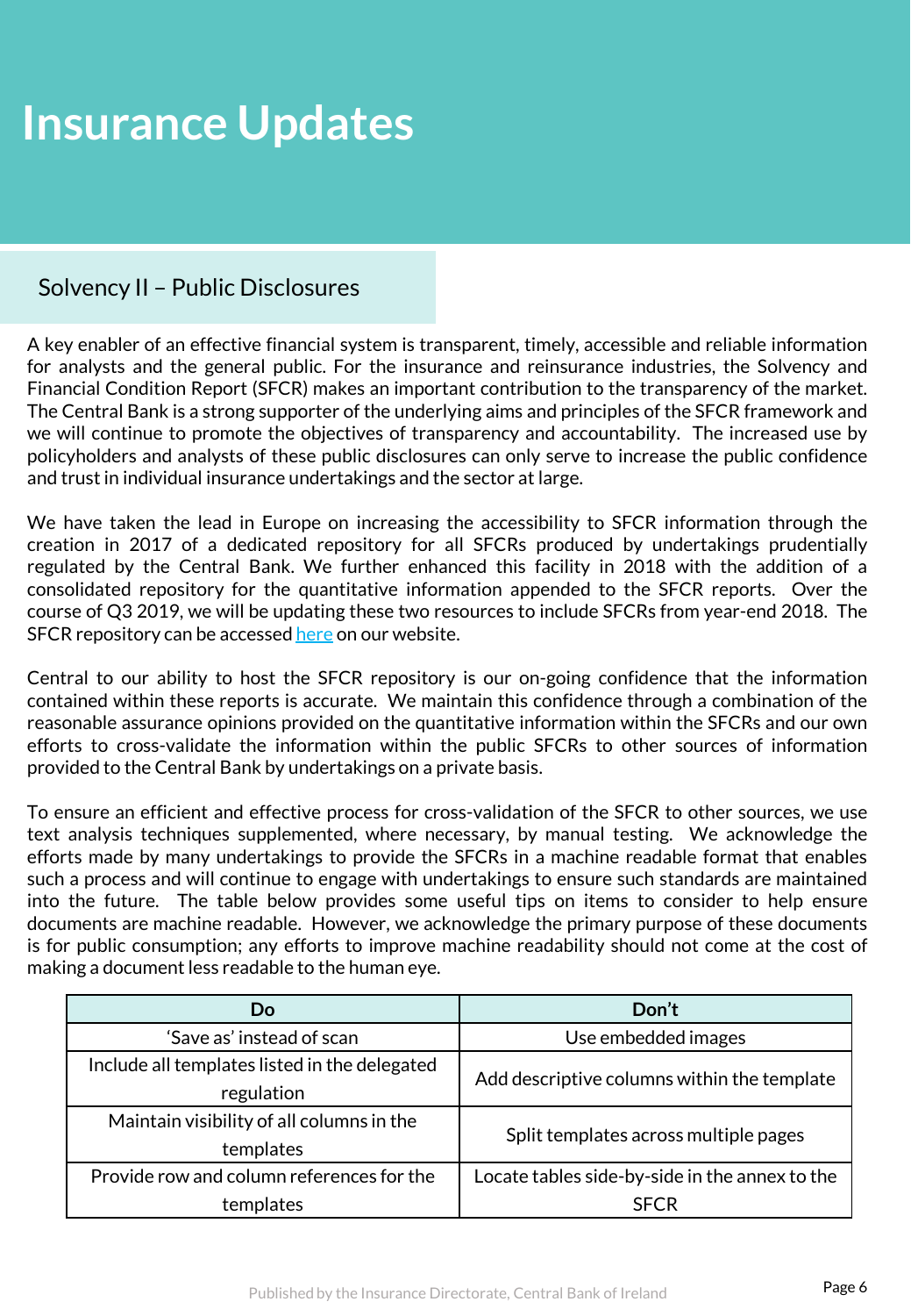# Insurance Updates

## Solvency II – Public Disclosures

A key enabler of an effective financial system is transparent, timely, accessible and reliable information for analysts and the general public. For the insurance and reinsurance industries, the Solvency and Financial Condition Report (SFCR) makes an important contribution to the transparency of the market. The Central Bank is a strong supporter of the underlying aims and principles of the SFCR framework and we will continue to promote the objectives of transparency and accountability. The increased use by policyholders and analysts of these public disclosures can only serve to increase the public confidence and trust in individual insurance undertakings and the sector at large.

We have taken the lead in Europe on increasing the accessibility to SFCR information through the creation in 2017 of a dedicated repository for all SFCRs produced by undertakings prudentially regulated by the Central Bank. We further enhanced this facility in 2018 with the addition of a consolidated repository for the quantitative information appended to the SFCR reports. Over the course of Q3 2019, we will be updating these two resources to include SFCRs from year-end 2018. The SFCR repository can be accessed here on our website.

Central to our ability to host the SFCR repository is our on-going confidence that the information contained within these reports is accurate. We maintain this confidence through a combination of the reasonable assurance opinions provided on the quantitative information within the SFCRs and our own efforts to cross-validate the information within the public SFCRs to other sources of information provided to the Central Bank by undertakings on a private basis.

To ensure an efficient and effective process for cross-validation of the SFCR to other sources, we use text analysis techniques supplemented, where necessary, by manual testing. We acknowledge the efforts made by many undertakings to provide the SFCRs in a machine readable format that enables such a process and will continue to engage with undertakings to ensure such standards are maintained into the future. The table below provides some useful tips on items to consider to help ensure documents are machine readable. However, we acknowledge the primary purpose of these documents is for public consumption; any efforts to improve machine readability should not come at the cost of making a document less readable to the human eye.

| Do | Don't |
|---|---|
| 'Save as' instead of scan | Use embedded images |
| Include all templates listed in the delegated regulation | Add descriptive columns within the template |
| Maintain visibility of all columns in the templates | Split templates across multiple pages |
| Provide row and column references for the templates | Locate tables side-by-side in the annex to the SFCR |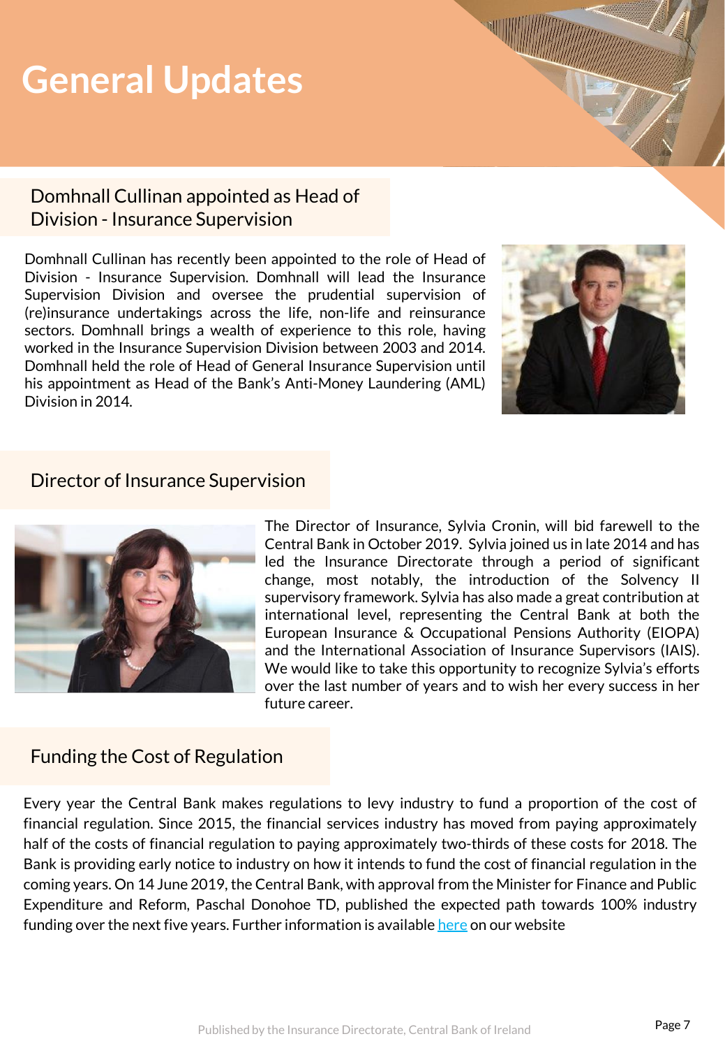# General Updates

## Domhnall Cullinan appointed as Head of Division - Insurance Supervision

Domhnall Cullinan has recently been appointed to the role of Head of Division - Insurance Supervision. Domhnall will lead the Insurance Supervision Division and oversee the prudential supervision of (re)insurance undertakings across the life, non-life and reinsurance sectors. Domhnall brings a wealth of experience to this role, having worked in the Insurance Supervision Division between 2003 and 2014. Domhnall held the role of Head of General Insurance Supervision until his appointment as Head of the Bank's Anti-Money Laundering (AML) Division in 2014.

## Director of Insurance Supervision

The Director of Insurance, Sylvia Cronin, will bid farewell to the Central Bank in October 2019. Sylvia joined us in late 2014 and has led the Insurance Directorate through a period of significant change, most notably, the introduction of the Solvency II supervisory framework. Sylvia has also made a great contribution at international level, representing the Central Bank at both the European Insurance & Occupational Pensions Authority (EIOPA) and the International Association of Insurance Supervisors (IAIS). We would like to take this opportunity to recognize Sylvia's efforts over the last number of years and to wish her every success in her future career.

## Funding the Cost of Regulation

Every year the Central Bank makes regulations to levy industry to fund a proportion of the cost of financial regulation. Since 2015, the financial services industry has moved from paying approximately half of the costs of financial regulation to paying approximately two-thirds of these costs for 2018. The Bank is providing early notice to industry on how it intends to fund the cost of financial regulation in the coming years. On 14 June 2019, the Central Bank, with approval from the Minister for Finance and Public Expenditure and Reform, Paschal Donohoe TD, published the expected path towards 100% industry funding over the next five years. Further information is available here on our website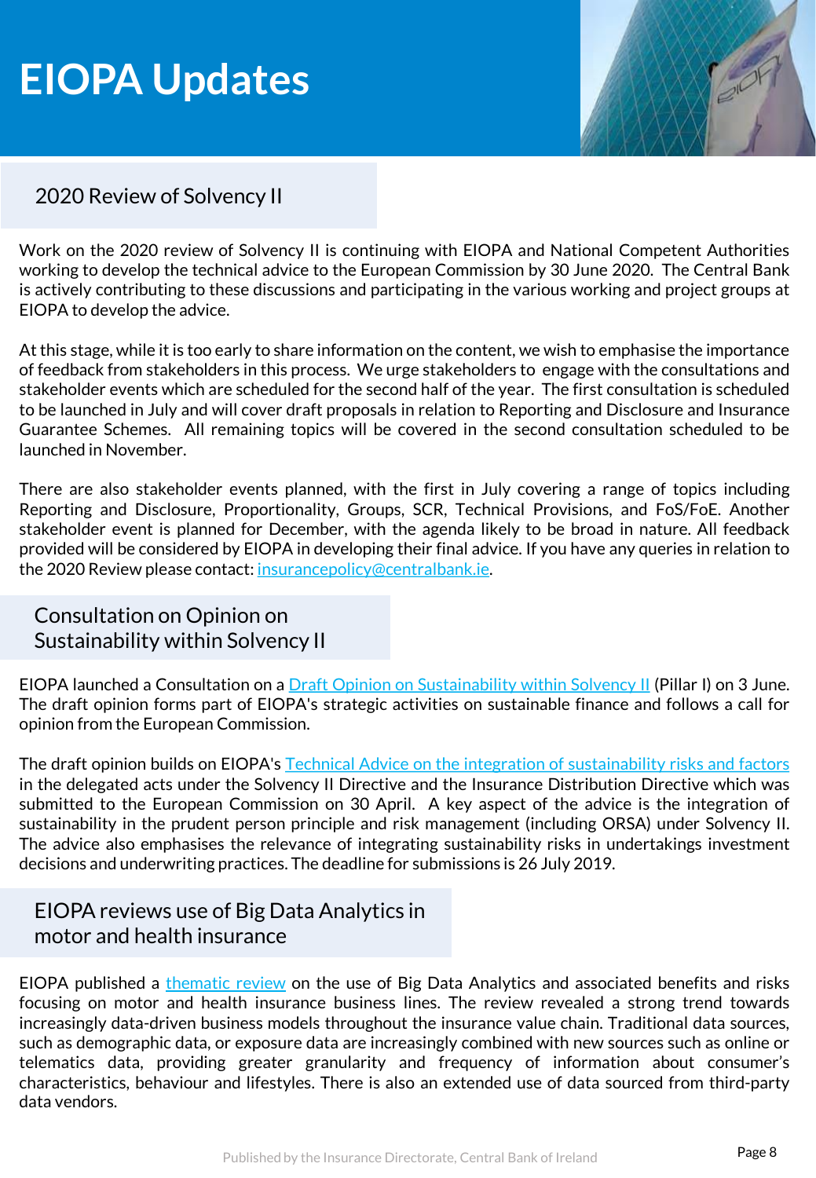# EIOPA Updates

## 2020 Review of Solvency II

Work on the 2020 review of Solvency II is continuing with EIOPA and National Competent Authorities working to develop the technical advice to the European Commission by 30 June 2020. The Central Bank is actively contributing to these discussions and participating in the various working and project groups at EIOPA to develop the advice.

At this stage, while it is too early to share information on the content, we wish to emphasise the importance of feedback from stakeholders in this process. We urge stakeholders to engage with the consultations and stakeholder events which are scheduled for the second half of the year. The first consultation is scheduled to be launched in July and will cover draft proposals in relation to Reporting and Disclosure and Insurance Guarantee Schemes. All remaining topics will be covered in the second consultation scheduled to be launched in November.

There are also stakeholder events planned, with the first in July covering a range of topics including Reporting and Disclosure, Proportionality, Groups, SCR, Technical Provisions, and FoS/FoE. Another stakeholder event is planned for December, with the agenda likely to be broad in nature. All feedback provided will be considered by EIOPA in developing their final advice. If you have any queries in relation to the 2020 Review please contact: insurancepolicy@centralbank.ie.

## Consultation on Opinion on Sustainability within Solvency II

EIOPA launched a Consultation on a Draft Opinion on Sustainability within Solvency II (Pillar I) on 3 June. The draft opinion forms part of EIOPA's strategic activities on sustainable finance and follows a call for opinion from the European Commission.

The draft opinion builds on EIOPA's Technical Advice on the integration of sustainability risks and factors in the delegated acts under the Solvency II Directive and the Insurance Distribution Directive which was submitted to the European Commission on 30 April. A key aspect of the advice is the integration of sustainability in the prudent person principle and risk management (including ORSA) under Solvency II. The advice also emphasises the relevance of integrating sustainability risks in undertakings investment decisions and underwriting practices. The deadline for submissions is 26 July 2019.

## EIOPA reviews use of Big Data Analytics in motor and health insurance

EIOPA published a thematic review on the use of Big Data Analytics and associated benefits and risks focusing on motor and health insurance business lines. The review revealed a strong trend towards increasingly data-driven business models throughout the insurance value chain. Traditional data sources, such as demographic data, or exposure data are increasingly combined with new sources such as online or telematics data, providing greater granularity and frequency of information about consumer's characteristics, behaviour and lifestyles. There is also an extended use of data sourced from third-party data vendors.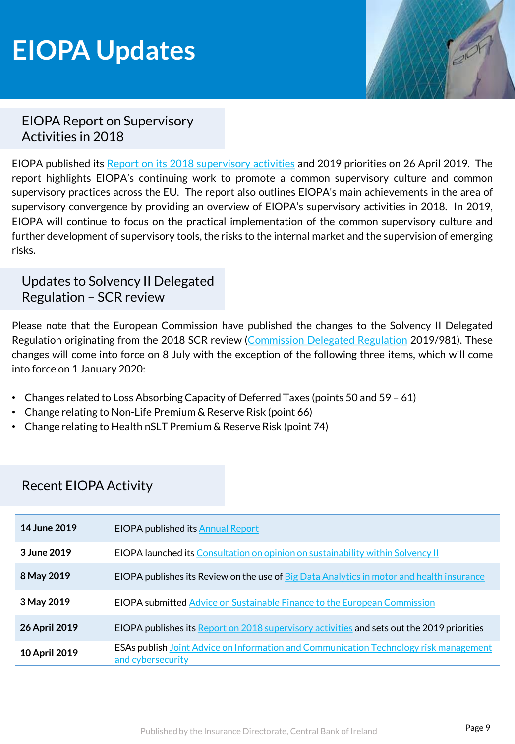# EIOPA Updates

## EIOPA Report on Supervisory Activities in 2018

EIOPA published its Report on its 2018 supervisory activities and 2019 priorities on 26 April 2019. The report highlights EIOPA's continuing work to promote a common supervisory culture and common supervisory practices across the EU. The report also outlines EIOPA's main achievements in the area of supervisory convergence by providing an overview of EIOPA's supervisory activities in 2018. In 2019, EIOPA will continue to focus on the practical implementation of the common supervisory culture and further development of supervisory tools, the risks to the internal market and the supervision of emerging risks.

## Updates to Solvency II Delegated Regulation – SCR review

Please note that the European Commission have published the changes to the Solvency II Delegated Regulation originating from the 2018 SCR review (Commission Delegated Regulation 2019/981). These changes will come into force on 8 July with the exception of the following three items, which will come into force on 1 January 2020:

- Changes related to Loss Absorbing Capacity of Deferred Taxes (points 50 and 59 – 61)
- Change relating to Non-Life Premium & Reserve Risk (point 66)
- Change relating to Health nSLT Premium & Reserve Risk (point 74)

## Recent EIOPA Activity

| Date | Activity |
| --- | --- |
| **14 June 2019** | EIOPA published its Annual Report |
| **3 June 2019** | EIOPA launched its Consultation on opinion on sustainability within Solvency II |
| **8 May 2019** | EIOPA publishes its Review on the use of Big Data Analytics in motor and health insurance |
| **3 May 2019** | EIOPA submitted Advice on Sustainable Finance to the European Commission |
| **26 April 2019** | EIOPA publishes its Report on 2018 supervisory activities and sets out the 2019 priorities |
| **10 April 2019** | ESAs publish Joint Advice on Information and Communication Technology risk management and cybersecurity |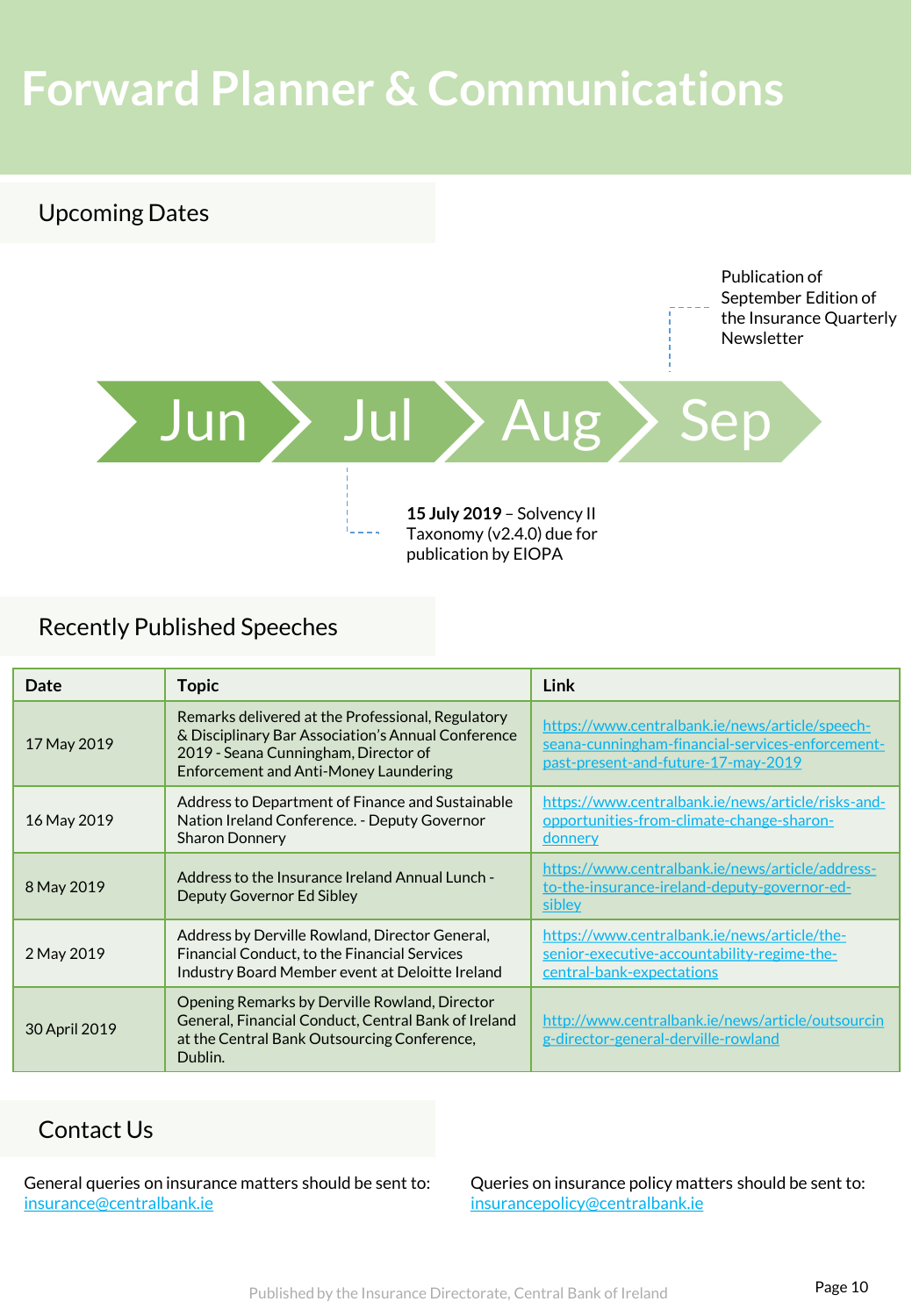# Forward Planner & Communications

## Upcoming Dates

Jun

Jul

Aug

Sep

Publication of September Edition of the Insurance Quarterly Newsletter

**15 July 2019** – Solvency II Taxonomy (v2.4.0) due for publication by EIOPA

## Recently Published Speeches

| Date | Topic | Link |
|---|---|---|
| 17 May 2019 | Remarks delivered at the Professional, Regulatory & Disciplinary Bar Association's Annual Conference 2019 - Seana Cunningham, Director of Enforcement and Anti-Money Laundering | https://www.centralbank.ie/news/article/speech-seana-cunningham-financial-services-enforcement-past-present-and-future-17-may-2019 |
| 16 May 2019 | Address to Department of Finance and Sustainable Nation Ireland Conference. - Deputy Governor Sharon Donnery | https://www.centralbank.ie/news/article/risks-and-opportunities-from-climate-change-sharon-donnery |
| 8 May 2019 | Address to the Insurance Ireland Annual Lunch - Deputy Governor Ed Sibley | https://www.centralbank.ie/news/article/address-to-the-insurance-ireland-deputy-governor-ed-sibley |
| 2 May 2019 | Address by Derville Rowland, Director General, Financial Conduct, to the Financial Services Industry Board Member event at Deloitte Ireland | https://www.centralbank.ie/news/article/the-senior-executive-accountability-regime-the-central-bank-expectations |
| 30 April 2019 | Opening Remarks by Derville Rowland, Director General, Financial Conduct, Central Bank of Ireland at the Central Bank Outsourcing Conference, Dublin. | http://www.centralbank.ie/news/article/outsourcing-director-general-derville-rowland |

## Contact Us

General queries on insurance matters should be sent to: insurance@centralbank.ie

Queries on insurance policy matters should be sent to: insurancepolicy@centralbank.ie

Published by the Insurance Directorate, Central Bank of Ireland